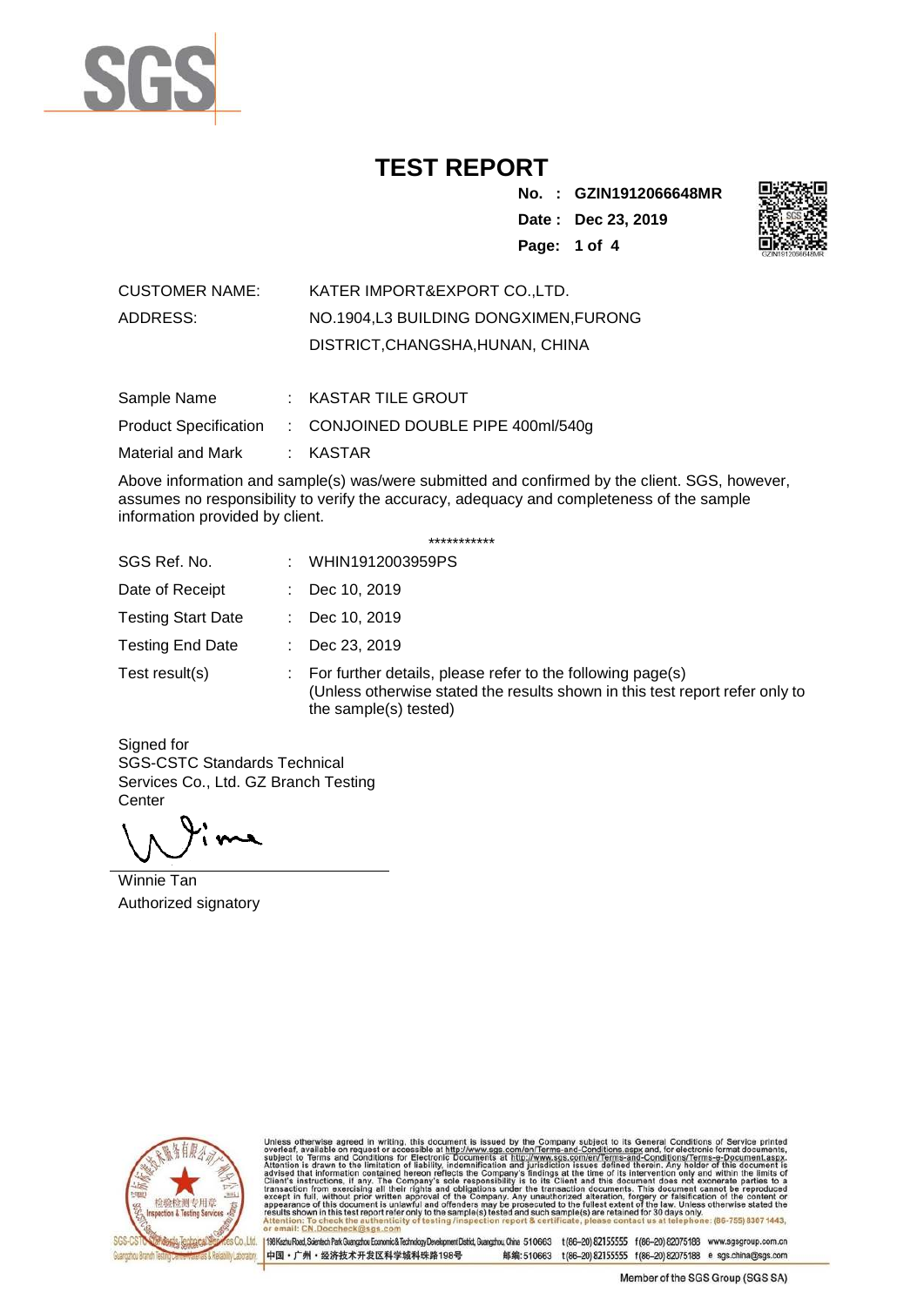# TEST REPORT

**No. : GZIN1912066648MR**

**Date : Dec 23, 2019**

CUSTOMER NAME: KATER IMPORT&EXPORT CO.,LTD.

ADDRESS: NO.1904,L3 BUILDING DONGXIMEN,FURONG DISTRICT,CHANGSHA,HUNAN, CHINA

| | | |
|---|---|---|
| Sample Name | : | KASTAR TILE GROUT |
| Product Specification | : | CONJOINED DOUBLE PIPE 400ml/540g |
| Material and Mark | : | KASTAR |

Above information and sample(s) was/were submitted and confirmed by the client. SGS, however, assumes no responsibility to verify the accuracy, adequacy and completeness of the sample information provided by client.

***********

| | | |
|---|---|---|
| SGS Ref. No. | : | WHIN1912003959PS |
| Date of Receipt | : | Dec 10, 2019 |
| Testing Start Date | : | Dec 10, 2019 |
| Testing End Date | : | Dec 23, 2019 |
| Test result(s) | : | For further details, please refer to the following page(s) (Unless otherwise stated the results shown in this test report refer only to the sample(s) tested) |

Signed for
SGS-CSTC Standards Technical Services Co., Ltd. GZ Branch Testing Center

Winnie Tan
Authorized signatory

Unless otherwise agreed in writing, this document is issued by the Company subject to its General Conditions of Service printed overleaf, available on request or accessible at http://www.sgs.com/en/Terms-and-Conditions.aspx and, for electronic format documents, subject to Terms and Conditions for Electronic Documents at http://www.sgs.com/en/Terms-and-Conditions/Terms-e-Document.aspx. Attention is drawn to the limitation of liability, indemnification and jurisdiction issues defined therein. Any holder of this document is advised that information contained hereon reflects the Company's findings at the time of its intervention only and within the limits of Client's instructions, if any. The Company's sole responsibility is to its Client and this document does not exonerate parties to a transaction from exercising all their rights and obligations under the transaction documents. This document cannot be reproduced except in full, without prior written approval of the Company. Any unauthorized alteration, forgery or falsification of the content or appearance of this document is unlawful and offenders may be prosecuted to the fullest extent of the law. Unless otherwise stated the results shown in this test report refer only to the sample(s) tested and such sample(s) are retained for 30 days only.
Attention: To check the authenticity of testing /inspection report & certificate, please contact us at telephone: (86-755) 8307 1443, or email: CN.Doccheck@sgs.com

198 Kezhu Road, Scientech Park Guangzhou Economic & Technology Development District, Guangzhou, China 510663 t (86-20) 82155555 f (86-20) 82075188 www.sgsgroup.com.cn
中国・广州・经济技术开发区科学城科珠路198号 邮编: 510663 t (86-20) 82155555 f (86-20) 82075188 e sgs.china@sgs.com

Member of the SGS Group (SGS SA)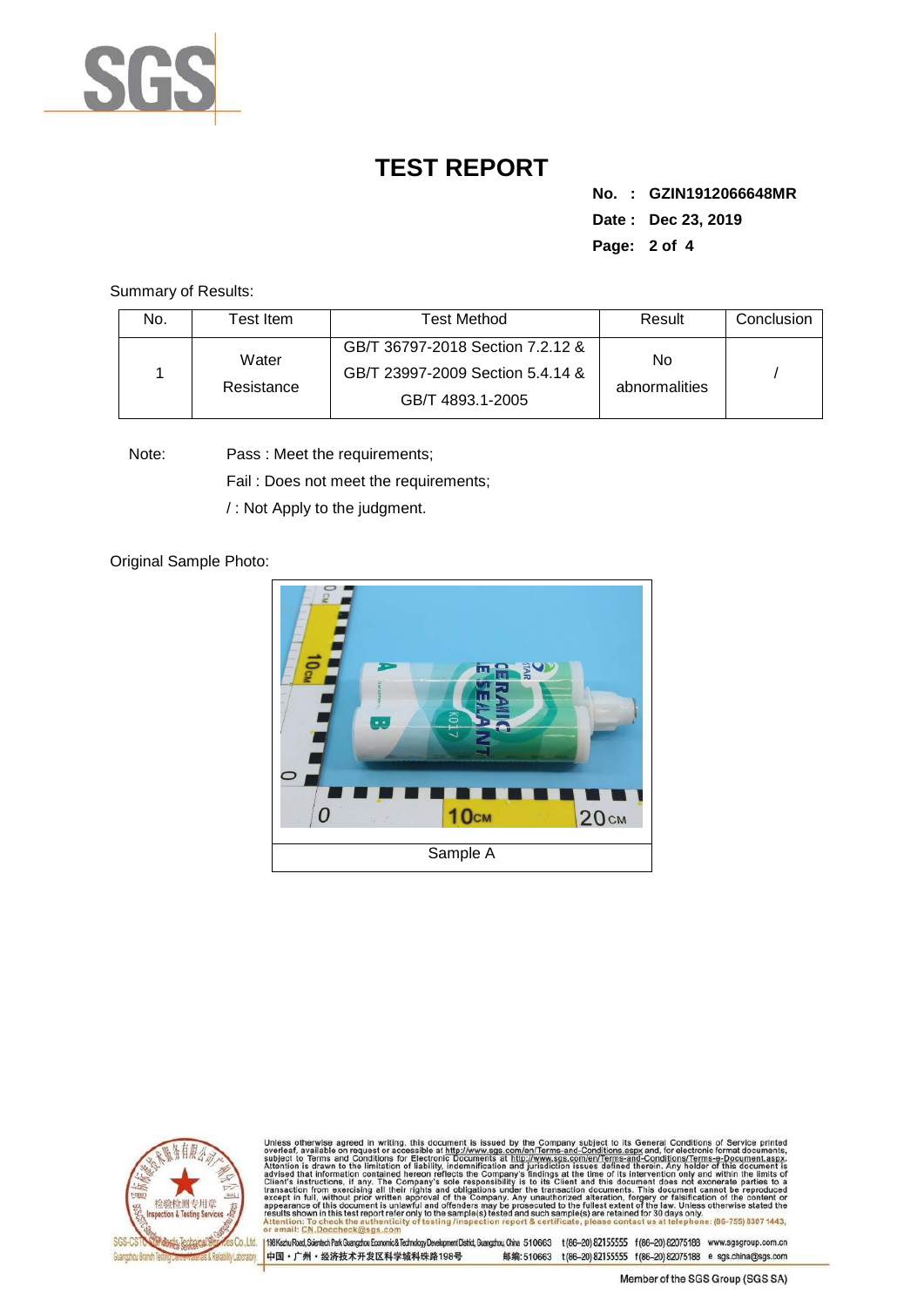# TEST REPORT

**No. : GZIN1912066648MR**

**Date : Dec 23, 2019**

Summary of Results:

| No. | Test Item | Test Method | Result | Conclusion |
|---|---|---|---|---|
| 1 | Water Resistance | GB/T 36797-2018 Section 7.2.12 & GB/T 23997-2009 Section 5.4.14 & GB/T 4893.1-2005 | No abnormalities | / |

Note: Pass : Meet the requirements;

Fail : Does not meet the requirements;

/ : Not Apply to the judgment.

Original Sample Photo:

Sample A

Unless otherwise agreed in writing, this document is issued by the Company subject to its General Conditions of Service printed overleaf, available on request or accessible at http://www.sgs.com/en/Terms-and-Conditions.aspx and, for electronic format documents, subject to Terms and Conditions for Electronic Documents at http://www.sgs.com/en/Terms-and-Conditions/Terms-e-Document.aspx. Attention is drawn to the limitation of liability, indemnification and jurisdiction issues defined therein. Any holder of this document is advised that information contained hereon reflects the Company's findings at the time of its intervention only and within the limits of Client's instructions, if any. The Company's sole responsibility is to its Client and this document does not exonerate parties to a transaction from exercising all their rights and obligations under the transaction documents. This document cannot be reproduced except in full, without prior written approval of the Company. Any unauthorized alteration, forgery or falsification of the content or appearance of this document is unlawful and offenders may be prosecuted to the fullest extent of the law. Unless otherwise stated the results shown in this test report refer only to the sample(s) tested and such sample(s) are retained for 30 days only.
Attention: To check the authenticity of testing /inspection report & certificate, please contact us at telephone: (86-755) 8307 1443, or email: CN.Doccheck@sgs.com

SGS-CSTC Standards Technical Services Co.,Ltd. Guangzhou Branch Testing Center-Materials & Reliability Laboratory | 198 Kezhu Road, Scientech Park Guangzhou Economic & Technology Development District, Guangzhou, China 510663 t(86-20) 82155555 f(86-20) 82075188 www.sgsgroup.com.cn
中国・广州・经济技术开发区科学城科珠路198号 邮编: 510663 t(86-20) 82155555 f(86-20) 82075188 e sgs.china@sgs.com

Member of the SGS Group (SGS SA)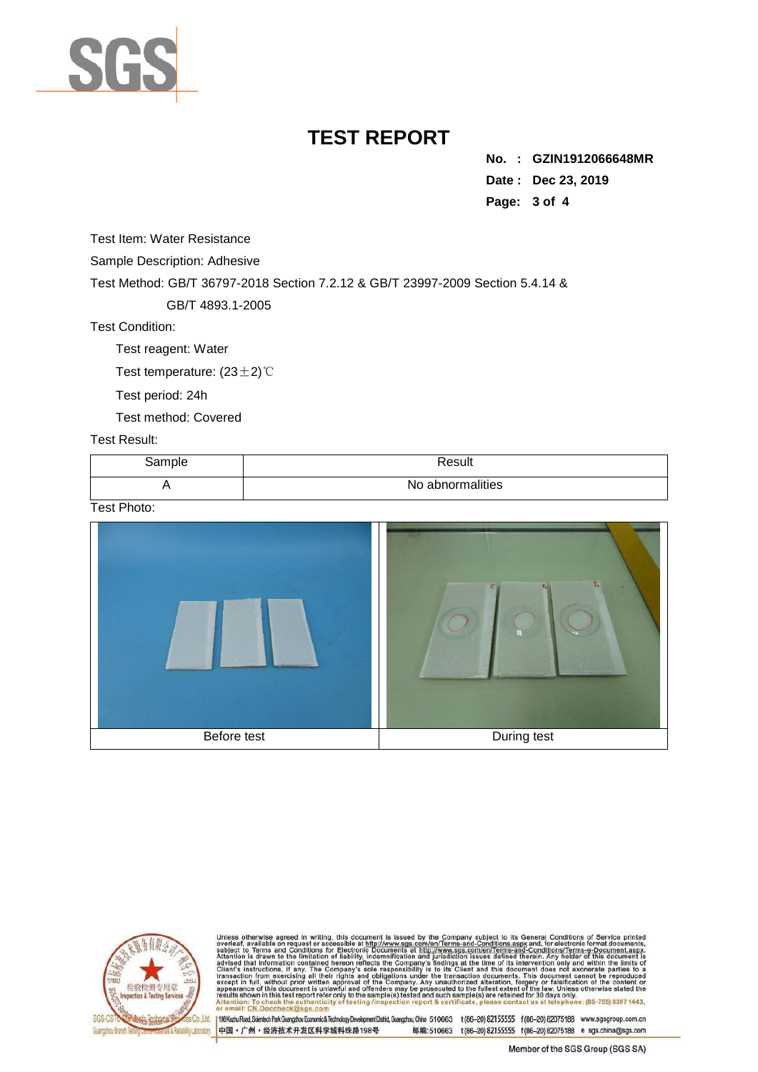# TEST REPORT

**No. : GZIN1912066648MR**

**Date : Dec 23, 2019**

Test Item: Water Resistance

Sample Description: Adhesive

Test Method: GB/T 36797-2018 Section 7.2.12 & GB/T 23997-2009 Section 5.4.14 & GB/T 4893.1-2005

Test Condition:

Test reagent: Water

Test temperature: (23±2)℃

Test period: 24h

Test method: Covered

Test Result:

| Sample | Result |
|---|---|
| A | No abnormalities |

Test Photo:

| Before test | During test |
|---|---|

Unless otherwise agreed in writing, this document is issued by the Company subject to its General Conditions of Service printed overleaf, available on request or accessible at http://www.sgs.com/en/Terms-and-Conditions.aspx and, for electronic format documents, subject to Terms and Conditions for Electronic Documents at http://www.sgs.com/en/Terms-and-Conditions/Terms-e-Document.aspx. Attention is drawn to the limitation of liability, indemnification and jurisdiction issues defined therein. Any holder of this document is advised that information contained hereon reflects the Company's findings at the time of its intervention only and within the limits of Client's instructions, if any. The Company's sole responsibility is to its Client and this document does not exonerate parties to a transaction from exercising all their rights and obligations under the transaction documents. This document cannot be reproduced except in full, without prior written approval of the Company. Any unauthorized alteration, forgery or falsification of the content or appearance of this document is unlawful and offenders may be prosecuted to the fullest extent of the law. Unless otherwise stated the results shown in this test report refer only to the sample(s) tested and such sample(s) are retained for 30 days only.
Attention: To check the authenticity of testing /inspection report & certificate, please contact us at telephone: (86-755) 8307 1443, or email: CN.Doccheck@sgs.com

198 Kezhu Road, Scientech Park Guangzhou Economic & Technology Development District, Guangzhou, China 510663 t(86-20) 82155555 f(86-20) 82075188 www.sgsgroup.com.cn
中国・广州・经济技术开发区科学城科珠路198号 邮编: 510663 t(86-20) 82155555 f(86-20) 82075188 e sgs.china@sgs.com

Member of the SGS Group (SGS SA)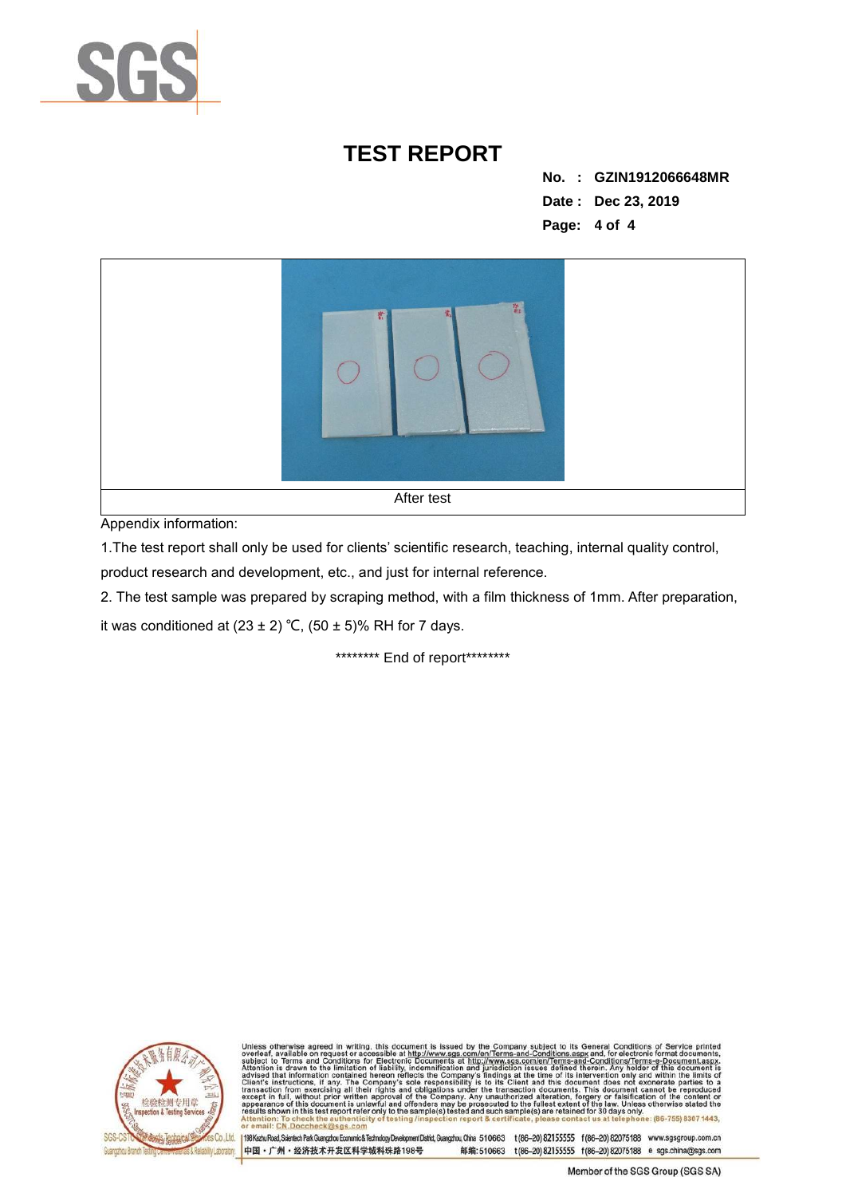# TEST REPORT

**No. : GZIN1912066648MR**

**Date : Dec 23, 2019**

After test

Appendix information:

1.The test report shall only be used for clients' scientific research, teaching, internal quality control, product research and development, etc., and just for internal reference.

2. The test sample was prepared by scraping method, with a film thickness of 1mm. After preparation, it was conditioned at (23 ± 2) ℃, (50 ± 5)% RH for 7 days.

******** End of report********

Unless otherwise agreed in writing, this document is issued by the Company subject to its General Conditions of Service printed overleaf, available on request or accessible at http://www.sgs.com/en/Terms-and-Conditions.aspx and, for electronic format documents, subject to Terms and Conditions for Electronic Documents at http://www.sgs.com/en/Terms-and-Conditions/Terms-e-Document.aspx. Attention is drawn to the limitation of liability, indemnification and jurisdiction issues defined therein. Any holder of this document is advised that information contained hereon reflects the Company's findings at the time of its intervention only and within the limits of Client's instructions, if any. The Company's sole responsibility is to its Client and this document does not exonerate parties to a transaction from exercising all their rights and obligations under the transaction documents. This document cannot be reproduced except in full, without prior written approval of the Company. Any unauthorized alteration, forgery or falsification of the content or appearance of this document is unlawful and offenders may be prosecuted to the fullest extent of the law. Unless otherwise stated the results shown in this test report refer only to the sample(s) tested and such sample(s) are retained for 30 days only.
Attention: To check the authenticity of testing /inspection report & certificate, please contact us at telephone: (86-755) 8307 1443, or email: CN.Doccheck@sgs.com

198 Kezhu Road, Scientech Park Guangzhou Economic & Technology Development District, Guangzhou, China 510663 t(86-20) 82155555 f(86-20) 82075188 www.sgsgroup.com.cn
中国・广州・经济技术开发区科学城科珠路198号 邮编: 510663 t(86-20) 82155555 f(86-20) 82075188 e sgs.china@sgs.com

Member of the SGS Group (SGS SA)